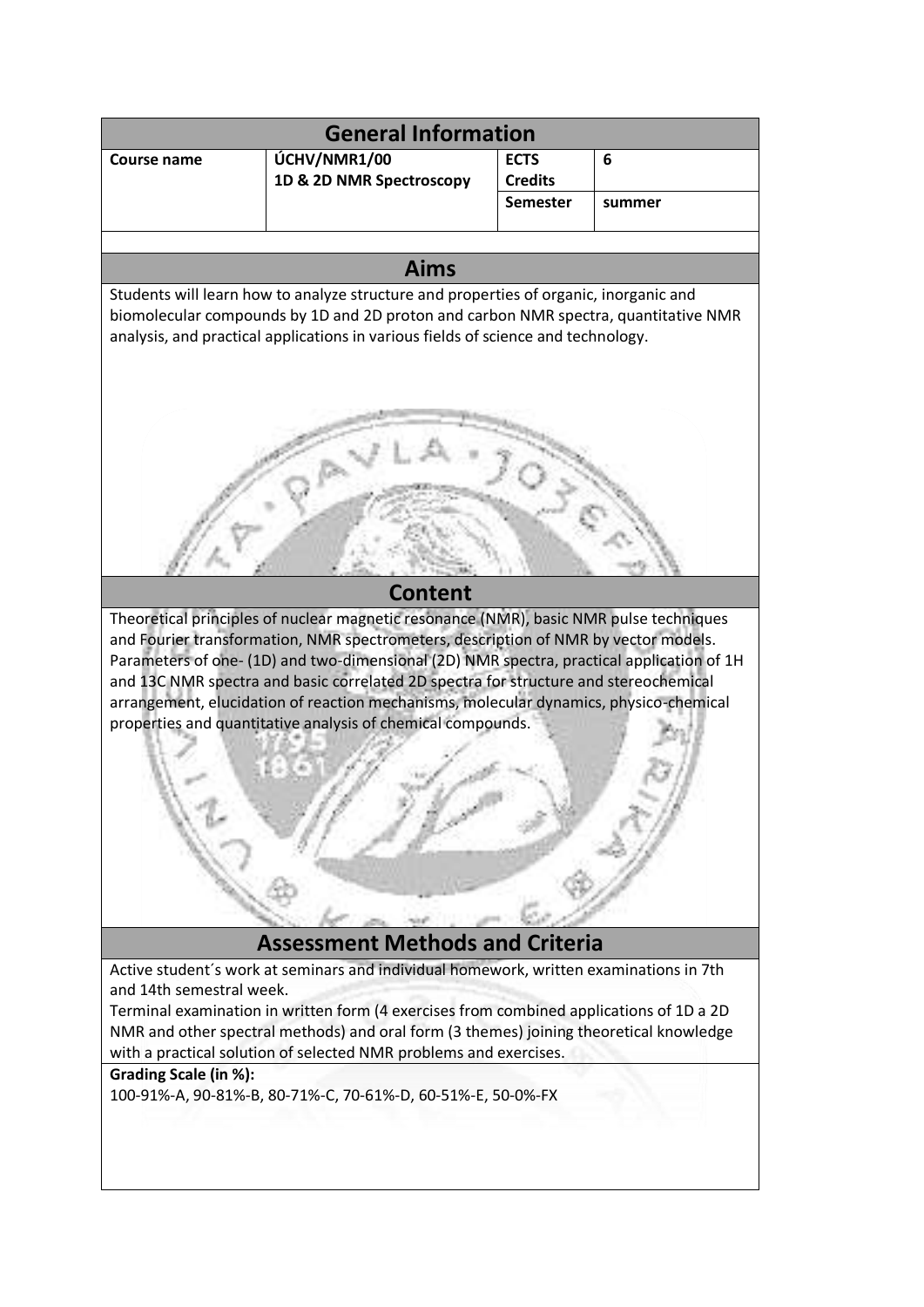## General Information

| Course name | ÚCHV/NMR1/00 1D & 2D NMR Spectroscopy | ECTS Credits | 6 |
|---|---|---|---|
| | | Semester | summer |

## Aims

Students will learn how to analyze structure and properties of organic, inorganic and biomolecular compounds by 1D and 2D proton and carbon NMR spectra, quantitative NMR analysis, and practical applications in various fields of science and technology.

## Content

Theoretical principles of nuclear magnetic resonance (NMR), basic NMR pulse techniques and Fourier transformation, NMR spectrometers, description of NMR by vector models. Parameters of one- (1D) and two-dimensional (2D) NMR spectra, practical application of 1H and 13C NMR spectra and basic correlated 2D spectra for structure and stereochemical arrangement, elucidation of reaction mechanisms, molecular dynamics, physico-chemical properties and quantitative analysis of chemical compounds.

## Assessment Methods and Criteria

Active student´s work at seminars and individual homework, written examinations in 7th and 14th semestral week.

Terminal examination in written form (4 exercises from combined applications of 1D a 2D NMR and other spectral methods) and oral form (3 themes) joining theoretical knowledge with a practical solution of selected NMR problems and exercises.

**Grading Scale (in %):**

100-91%-A, 90-81%-B, 80-71%-C, 70-61%-D, 60-51%-E, 50-0%-FX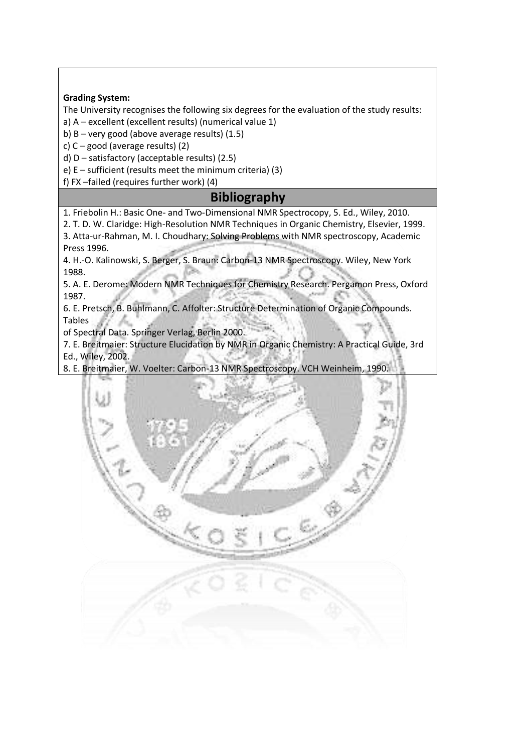**Grading System:**

The University recognises the following six degrees for the evaluation of the study results:

a) A – excellent (excellent results) (numerical value 1)

b) B – very good (above average results) (1.5)

c) C – good (average results) (2)

d) D – satisfactory (acceptable results) (2.5)

e) E – sufficient (results meet the minimum criteria) (3)

f) FX –failed (requires further work) (4)

## Bibliography

1. Friebolin H.: Basic One- and Two-Dimensional NMR Spectrocopy, 5. Ed., Wiley, 2010.
2. T. D. W. Claridge: High-Resolution NMR Techniques in Organic Chemistry, Elsevier, 1999.
3. Atta-ur-Rahman, M. I. Choudhary: Solving Problems with NMR spectroscopy, Academic Press 1996.
4. H.-O. Kalinowski, S. Berger, S. Braun: Carbon-13 NMR Spectroscopy. Wiley, New York 1988.
5. A. E. Derome: Modern NMR Techniques for Chemistry Research. Pergamon Press, Oxford 1987.
6. E. Pretsch, B. Buhlmann, C. Affolter: Structure Determination of Organic Compounds. Tables of Spectral Data. Springer Verlag, Berlin 2000.
7. E. Breitmaier: Structure Elucidation by NMR in Organic Chemistry: A Practical Guide, 3rd Ed., Wiley, 2002.
8. E. Breitmaier, W. Voelter: Carbon-13 NMR Spectroscopy. VCH Weinheim, 1990.